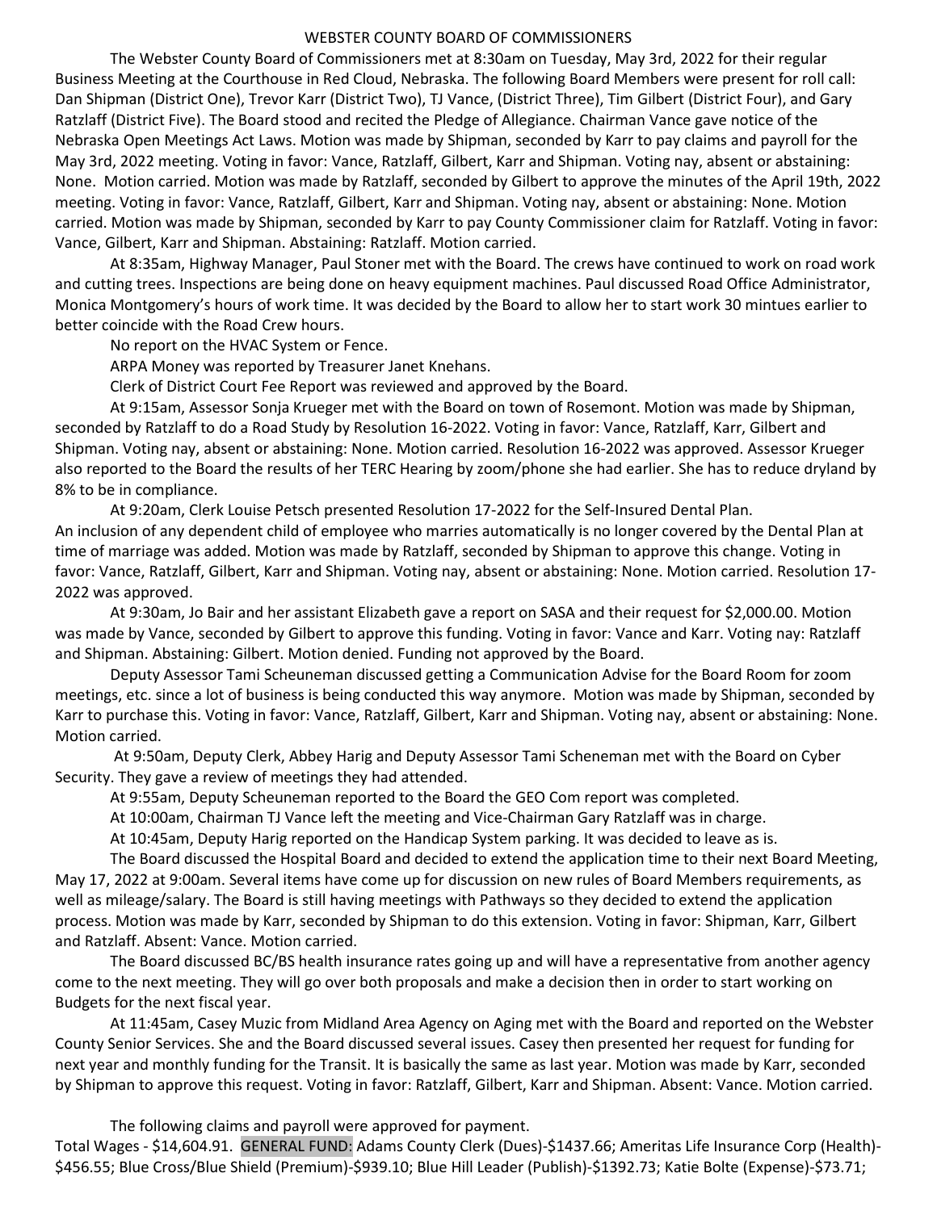# WEBSTER COUNTY BOARD OF COMMISSIONERS

The Webster County Board of Commissioners met at 8:30am on Tuesday, May 3rd, 2022 for their regular Business Meeting at the Courthouse in Red Cloud, Nebraska. The following Board Members were present for roll call: Dan Shipman (District One), Trevor Karr (District Two), TJ Vance, (District Three), Tim Gilbert (District Four), and Gary Ratzlaff (District Five). The Board stood and recited the Pledge of Allegiance. Chairman Vance gave notice of the Nebraska Open Meetings Act Laws. Motion was made by Shipman, seconded by Karr to pay claims and payroll for the May 3rd, 2022 meeting. Voting in favor: Vance, Ratzlaff, Gilbert, Karr and Shipman. Voting nay, absent or abstaining: None. Motion carried. Motion was made by Ratzlaff, seconded by Gilbert to approve the minutes of the April 19th, 2022 meeting. Voting in favor: Vance, Ratzlaff, Gilbert, Karr and Shipman. Voting nay, absent or abstaining: None. Motion carried. Motion was made by Shipman, seconded by Karr to pay County Commissioner claim for Ratzlaff. Voting in favor: Vance, Gilbert, Karr and Shipman. Abstaining: Ratzlaff. Motion carried.

At 8:35am, Highway Manager, Paul Stoner met with the Board. The crews have continued to work on road work and cutting trees. Inspections are being done on heavy equipment machines. Paul discussed Road Office Administrator, Monica Montgomery's hours of work time. It was decided by the Board to allow her to start work 30 mintues earlier to better coincide with the Road Crew hours.

No report on the HVAC System or Fence.

ARPA Money was reported by Treasurer Janet Knehans.

Clerk of District Court Fee Report was reviewed and approved by the Board.

At 9:15am, Assessor Sonja Krueger met with the Board on town of Rosemont. Motion was made by Shipman, seconded by Ratzlaff to do a Road Study by Resolution 16-2022. Voting in favor: Vance, Ratzlaff, Karr, Gilbert and Shipman. Voting nay, absent or abstaining: None. Motion carried. Resolution 16-2022 was approved. Assessor Krueger also reported to the Board the results of her TERC Hearing by zoom/phone she had earlier. She has to reduce dryland by 8% to be in compliance.

At 9:20am, Clerk Louise Petsch presented Resolution 17-2022 for the Self-Insured Dental Plan. An inclusion of any dependent child of employee who marries automatically is no longer covered by the Dental Plan at time of marriage was added. Motion was made by Ratzlaff, seconded by Shipman to approve this change. Voting in favor: Vance, Ratzlaff, Gilbert, Karr and Shipman. Voting nay, absent or abstaining: None. Motion carried. Resolution 17-2022 was approved.

At 9:30am, Jo Bair and her assistant Elizabeth gave a report on SASA and their request for $2,000.00. Motion was made by Vance, seconded by Gilbert to approve this funding. Voting in favor: Vance and Karr. Voting nay: Ratzlaff and Shipman. Abstaining: Gilbert. Motion denied. Funding not approved by the Board.

Deputy Assessor Tami Scheuneman discussed getting a Communication Advise for the Board Room for zoom meetings, etc. since a lot of business is being conducted this way anymore. Motion was made by Shipman, seconded by Karr to purchase this. Voting in favor: Vance, Ratzlaff, Gilbert, Karr and Shipman. Voting nay, absent or abstaining: None. Motion carried.

At 9:50am, Deputy Clerk, Abbey Harig and Deputy Assessor Tami Scheneman met with the Board on Cyber Security. They gave a review of meetings they had attended.

At 9:55am, Deputy Scheuneman reported to the Board the GEO Com report was completed.

At 10:00am, Chairman TJ Vance left the meeting and Vice-Chairman Gary Ratzlaff was in charge.

At 10:45am, Deputy Harig reported on the Handicap System parking. It was decided to leave as is.

The Board discussed the Hospital Board and decided to extend the application time to their next Board Meeting, May 17, 2022 at 9:00am. Several items have come up for discussion on new rules of Board Members requirements, as well as mileage/salary. The Board is still having meetings with Pathways so they decided to extend the application process. Motion was made by Karr, seconded by Shipman to do this extension. Voting in favor: Shipman, Karr, Gilbert and Ratzlaff. Absent: Vance. Motion carried.

The Board discussed BC/BS health insurance rates going up and will have a representative from another agency come to the next meeting. They will go over both proposals and make a decision then in order to start working on Budgets for the next fiscal year.

At 11:45am, Casey Muzic from Midland Area Agency on Aging met with the Board and reported on the Webster County Senior Services. She and the Board discussed several issues. Casey then presented her request for funding for next year and monthly funding for the Transit. It is basically the same as last year. Motion was made by Karr, seconded by Shipman to approve this request. Voting in favor: Ratzlaff, Gilbert, Karr and Shipman. Absent: Vance. Motion carried.

The following claims and payroll were approved for payment.

Total Wages - $14,604.91. GENERAL FUND: Adams County Clerk (Dues)-$1437.66; Ameritas Life Insurance Corp (Health)-$456.55; Blue Cross/Blue Shield (Premium)-$939.10; Blue Hill Leader (Publish)-$1392.73; Katie Bolte (Expense)-$73.71;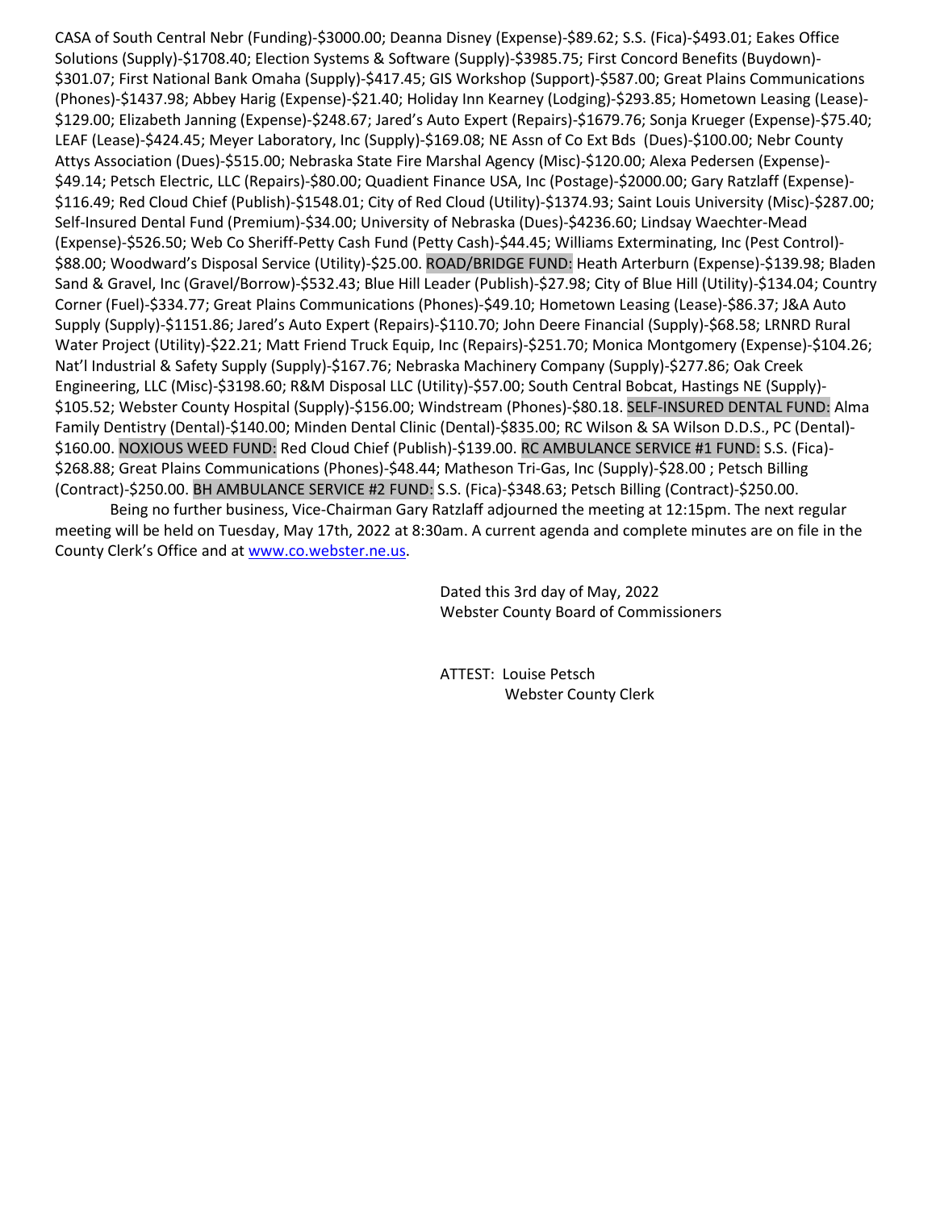CASA of South Central Nebr (Funding)-$3000.00; Deanna Disney (Expense)-$89.62; S.S. (Fica)-$493.01; Eakes Office Solutions (Supply)-$1708.40; Election Systems & Software (Supply)-$3985.75; First Concord Benefits (Buydown)-$301.07; First National Bank Omaha (Supply)-$417.45; GIS Workshop (Support)-$587.00; Great Plains Communications (Phones)-$1437.98; Abbey Harig (Expense)-$21.40; Holiday Inn Kearney (Lodging)-$293.85; Hometown Leasing (Lease)-$129.00; Elizabeth Janning (Expense)-$248.67; Jared's Auto Expert (Repairs)-$1679.76; Sonja Krueger (Expense)-$75.40; LEAF (Lease)-$424.45; Meyer Laboratory, Inc (Supply)-$169.08; NE Assn of Co Ext Bds (Dues)-$100.00; Nebr County Attys Association (Dues)-$515.00; Nebraska State Fire Marshal Agency (Misc)-$120.00; Alexa Pedersen (Expense)-$49.14; Petsch Electric, LLC (Repairs)-$80.00; Quadient Finance USA, Inc (Postage)-$2000.00; Gary Ratzlaff (Expense)-$116.49; Red Cloud Chief (Publish)-$1548.01; City of Red Cloud (Utility)-$1374.93; Saint Louis University (Misc)-$287.00; Self-Insured Dental Fund (Premium)-$34.00; University of Nebraska (Dues)-$4236.60; Lindsay Waechter-Mead (Expense)-$526.50; Web Co Sheriff-Petty Cash Fund (Petty Cash)-$44.45; Williams Exterminating, Inc (Pest Control)-$88.00; Woodward's Disposal Service (Utility)-$25.00. ROAD/BRIDGE FUND: Heath Arterburn (Expense)-$139.98; Bladen Sand & Gravel, Inc (Gravel/Borrow)-$532.43; Blue Hill Leader (Publish)-$27.98; City of Blue Hill (Utility)-$134.04; Country Corner (Fuel)-$334.77; Great Plains Communications (Phones)-$49.10; Hometown Leasing (Lease)-$86.37; J&A Auto Supply (Supply)-$1151.86; Jared's Auto Expert (Repairs)-$110.70; John Deere Financial (Supply)-$68.58; LRNRD Rural Water Project (Utility)-$22.21; Matt Friend Truck Equip, Inc (Repairs)-$251.70; Monica Montgomery (Expense)-$104.26; Nat'l Industrial & Safety Supply (Supply)-$167.76; Nebraska Machinery Company (Supply)-$277.86; Oak Creek Engineering, LLC (Misc)-$3198.60; R&M Disposal LLC (Utility)-$57.00; South Central Bobcat, Hastings NE (Supply)-$105.52; Webster County Hospital (Supply)-$156.00; Windstream (Phones)-$80.18. SELF-INSURED DENTAL FUND: Alma Family Dentistry (Dental)-$140.00; Minden Dental Clinic (Dental)-$835.00; RC Wilson & SA Wilson D.D.S., PC (Dental)-$160.00. NOXIOUS WEED FUND: Red Cloud Chief (Publish)-$139.00. RC AMBULANCE SERVICE #1 FUND: S.S. (Fica)-$268.88; Great Plains Communications (Phones)-$48.44; Matheson Tri-Gas, Inc (Supply)-$28.00 ; Petsch Billing (Contract)-$250.00. BH AMBULANCE SERVICE #2 FUND: S.S. (Fica)-$348.63; Petsch Billing (Contract)-$250.00.

Being no further business, Vice-Chairman Gary Ratzlaff adjourned the meeting at 12:15pm. The next regular meeting will be held on Tuesday, May 17th, 2022 at 8:30am. A current agenda and complete minutes are on file in the County Clerk's Office and at www.co.webster.ne.us.

Dated this 3rd day of May, 2022
Webster County Board of Commissioners

ATTEST: Louise Petsch
Webster County Clerk